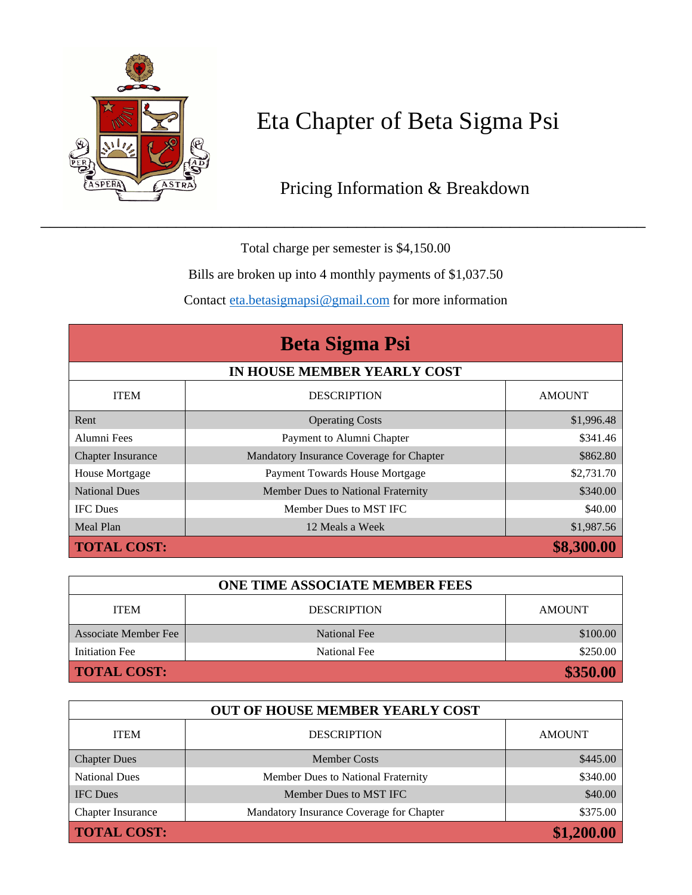# Eta Chapter of Beta Sigma Psi

## Pricing Information & Breakdown

---

Total charge per semester is $4,150.00

Bills are broken up into 4 monthly payments of $1,037.50

Contact eta.betasigmapsi@gmail.com for more information

## Beta Sigma Psi

| IN HOUSE MEMBER YEARLY COST | | |
|---|---|---|
| ITEM | DESCRIPTION | AMOUNT |
| Rent | Operating Costs | $1,996.48 |
| Alumni Fees | Payment to Alumni Chapter | $341.46 |
| Chapter Insurance | Mandatory Insurance Coverage for Chapter | $862.80 |
| House Mortgage | Payment Towards House Mortgage | $2,731.70 |
| National Dues | Member Dues to National Fraternity | $340.00 |
| IFC Dues | Member Dues to MST IFC | $40.00 |
| Meal Plan | 12 Meals a Week | $1,987.56 |
| **TOTAL COST:** | | **$8,300.00** |

| ONE TIME ASSOCIATE MEMBER FEES | | |
|---|---|---|
| ITEM | DESCRIPTION | AMOUNT |
| Associate Member Fee | National Fee | $100.00 |
| Initiation Fee | National Fee | $250.00 |
| **TOTAL COST:** | | **$350.00** |

| OUT OF HOUSE MEMBER YEARLY COST | | |
|---|---|---|
| ITEM | DESCRIPTION | AMOUNT |
| Chapter Dues | Member Costs | $445.00 |
| National Dues | Member Dues to National Fraternity | $340.00 |
| IFC Dues | Member Dues to MST IFC | $40.00 |
| Chapter Insurance | Mandatory Insurance Coverage for Chapter | $375.00 |
| **TOTAL COST:** | | **$1,200.00** |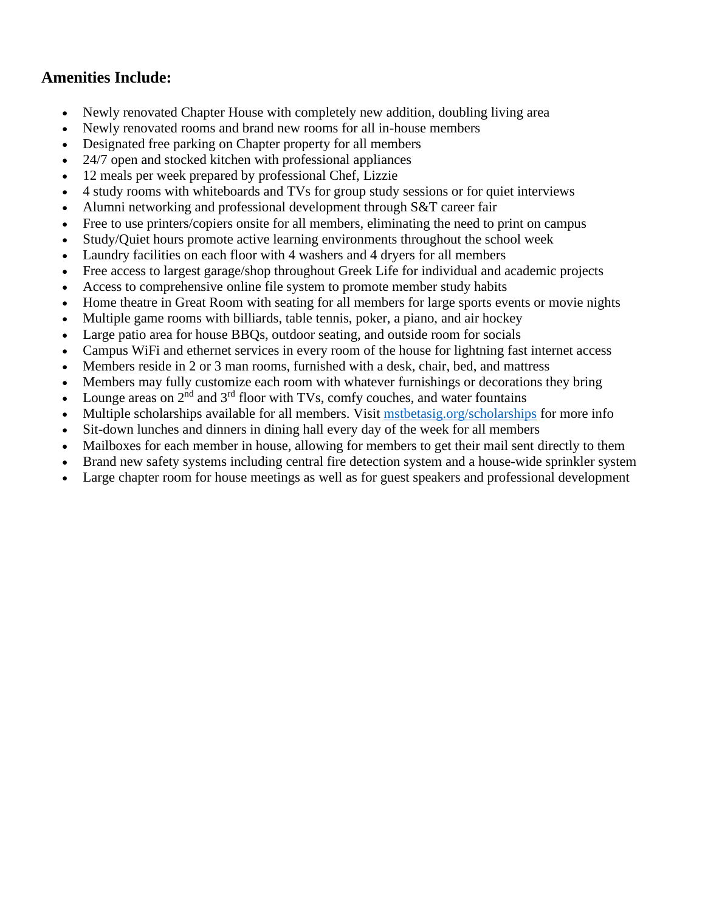### Amenities Include:

- Newly renovated Chapter House with completely new addition, doubling living area
- Newly renovated rooms and brand new rooms for all in-house members
- Designated free parking on Chapter property for all members
- 24/7 open and stocked kitchen with professional appliances
- 12 meals per week prepared by professional Chef, Lizzie
- 4 study rooms with whiteboards and TVs for group study sessions or for quiet interviews
- Alumni networking and professional development through S&T career fair
- Free to use printers/copiers onsite for all members, eliminating the need to print on campus
- Study/Quiet hours promote active learning environments throughout the school week
- Laundry facilities on each floor with 4 washers and 4 dryers for all members
- Free access to largest garage/shop throughout Greek Life for individual and academic projects
- Access to comprehensive online file system to promote member study habits
- Home theatre in Great Room with seating for all members for large sports events or movie nights
- Multiple game rooms with billiards, table tennis, poker, a piano, and air hockey
- Large patio area for house BBQs, outdoor seating, and outside room for socials
- Campus WiFi and ethernet services in every room of the house for lightning fast internet access
- Members reside in 2 or 3 man rooms, furnished with a desk, chair, bed, and mattress
- Members may fully customize each room with whatever furnishings or decorations they bring
- Lounge areas on 2nd and 3rd floor with TVs, comfy couches, and water fountains
- Multiple scholarships available for all members. Visit [mstbetasig.org/scholarships](mstbetasig.org/scholarships) for more info
- Sit-down lunches and dinners in dining hall every day of the week for all members
- Mailboxes for each member in house, allowing for members to get their mail sent directly to them
- Brand new safety systems including central fire detection system and a house-wide sprinkler system
- Large chapter room for house meetings as well as for guest speakers and professional development